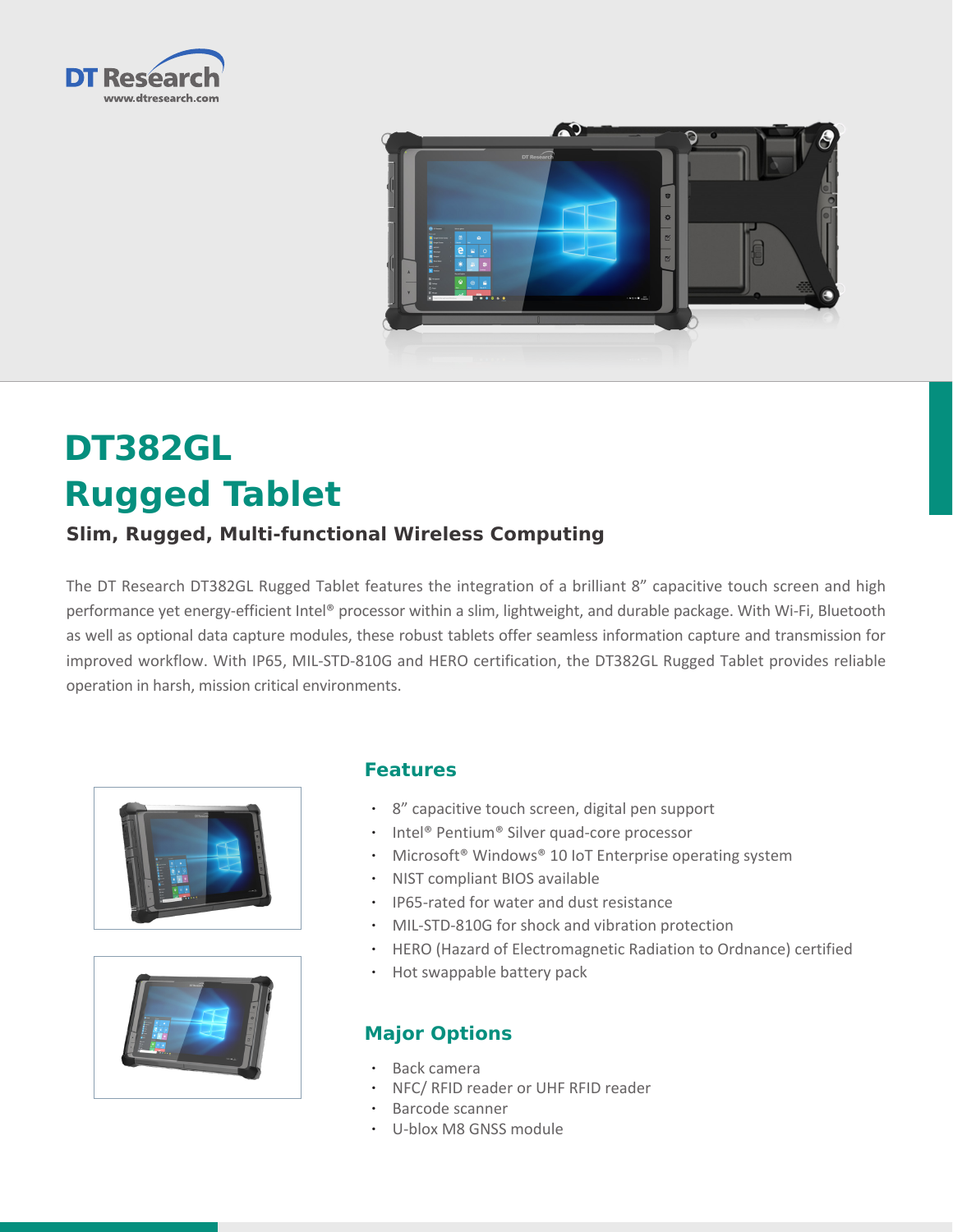DT Research
www.dtresearch.com

# DT382GL Rugged Tablet

### Slim, Rugged, Multi-functional Wireless Computing

The DT Research DT382GL Rugged Tablet features the integration of a brilliant 8” capacitive touch screen and high performance yet energy-efficient Intel® processor within a slim, lightweight, and durable package. With Wi-Fi, Bluetooth as well as optional data capture modules, these robust tablets offer seamless information capture and transmission for improved workflow. With IP65, MIL-STD-810G and HERO certification, the DT382GL Rugged Tablet provides reliable operation in harsh, mission critical environments.

## Features

- 8” capacitive touch screen, digital pen support
- Intel® Pentium® Silver quad-core processor
- Microsoft® Windows® 10 IoT Enterprise operating system
- NIST compliant BIOS available
- IP65-rated for water and dust resistance
- MIL-STD-810G for shock and vibration protection
- HERO (Hazard of Electromagnetic Radiation to Ordnance) certified
- Hot swappable battery pack

## Major Options

- Back camera
- NFC/ RFID reader or UHF RFID reader
- Barcode scanner
- U-blox M8 GNSS module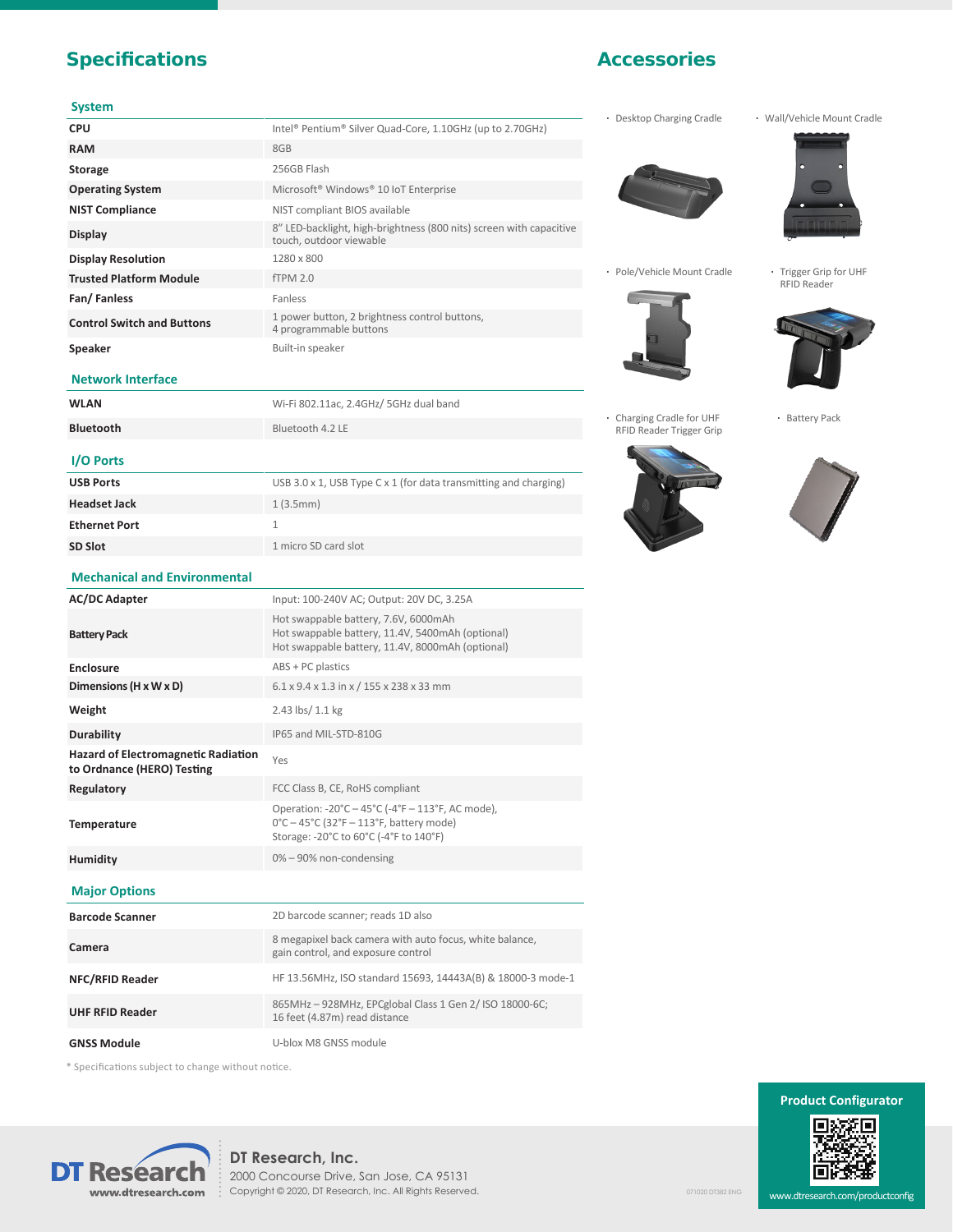## Specifications

### System

| | |
|---|---|
| **CPU** | Intel® Pentium® Silver Quad-Core, 1.10GHz (up to 2.70GHz) |
| **RAM** | 8GB |
| **Storage** | 256GB Flash |
| **Operating System** | Microsoft® Windows® 10 IoT Enterprise |
| **NIST Compliance** | NIST compliant BIOS available |
| **Display** | 8" LED-backlight, high-brightness (800 nits) screen with capacitive touch, outdoor viewable |
| **Display Resolution** | 1280 x 800 |
| **Trusted Platform Module** | fTPM 2.0 |
| **Fan/ Fanless** | Fanless |
| **Control Switch and Buttons** | 1 power button, 2 brightness control buttons, 4 programmable buttons |
| **Speaker** | Built-in speaker |

### Network Interface

| | |
|---|---|
| **WLAN** | Wi-Fi 802.11ac, 2.4GHz/ 5GHz dual band |
| **Bluetooth** | Bluetooth 4.2 LE |

### I/O Ports

| | |
|---|---|
| **USB Ports** | USB 3.0 x 1, USB Type C x 1 (for data transmitting and charging) |
| **Headset Jack** | 1 (3.5mm) |
| **Ethernet Port** | 1 |
| **SD Slot** | 1 micro SD card slot |

### Mechanical and Environmental

| | |
|---|---|
| **AC/DC Adapter** | Input: 100-240V AC; Output: 20V DC, 3.25A |
| **Battery Pack** | Hot swappable battery, 7.6V, 6000mAh<br>Hot swappable battery, 11.4V, 5400mAh (optional)<br>Hot swappable battery, 11.4V, 8000mAh (optional) |
| **Enclosure** | ABS + PC plastics |
| **Dimensions (H x W x D)** | 6.1 x 9.4 x 1.3 in x / 155 x 238 x 33 mm |
| **Weight** | 2.43 lbs/ 1.1 kg |
| **Durability** | IP65 and MIL-STD-810G |
| **Hazard of Electromagnetic Radiation to Ordnance (HERO) Testing** | Yes |
| **Regulatory** | FCC Class B, CE, RoHS compliant |
| **Temperature** | Operation: -20°C – 45°C (-4°F – 113°F, AC mode),<br>0°C – 45°C (32°F – 113°F, battery mode)<br>Storage: -20°C to 60°C (-4°F to 140°F) |
| **Humidity** | 0% – 90% non-condensing |

### Major Options

| | |
|---|---|
| **Barcode Scanner** | 2D barcode scanner; reads 1D also |
| **Camera** | 8 megapixel back camera with auto focus, white balance, gain control, and exposure control |
| **NFC/RFID Reader** | HF 13.56MHz, ISO standard 15693, 14443A(B) & 18000-3 mode-1 |
| **UHF RFID Reader** | 865MHz – 928MHz, EPCglobal Class 1 Gen 2/ ISO 18000-6C; 16 feet (4.87m) read distance |
| **GNSS Module** | U-blox M8 GNSS module |

* Specifications subject to change without notice.

## Accessories

- Desktop Charging Cradle
- Wall/Vehicle Mount Cradle
- Pole/Vehicle Mount Cradle
- Trigger Grip for UHF RFID Reader
- Charging Cradle for UHF RFID Reader Trigger Grip
- Battery Pack

**Product Configurator**

www.dtresearch.com/productconfig

**DT Research, Inc.**
2000 Concourse Drive, San Jose, CA 95131
Copyright © 2020, DT Research, Inc. All Rights Reserved.

www.dtresearch.com

071020 DT382 ENG